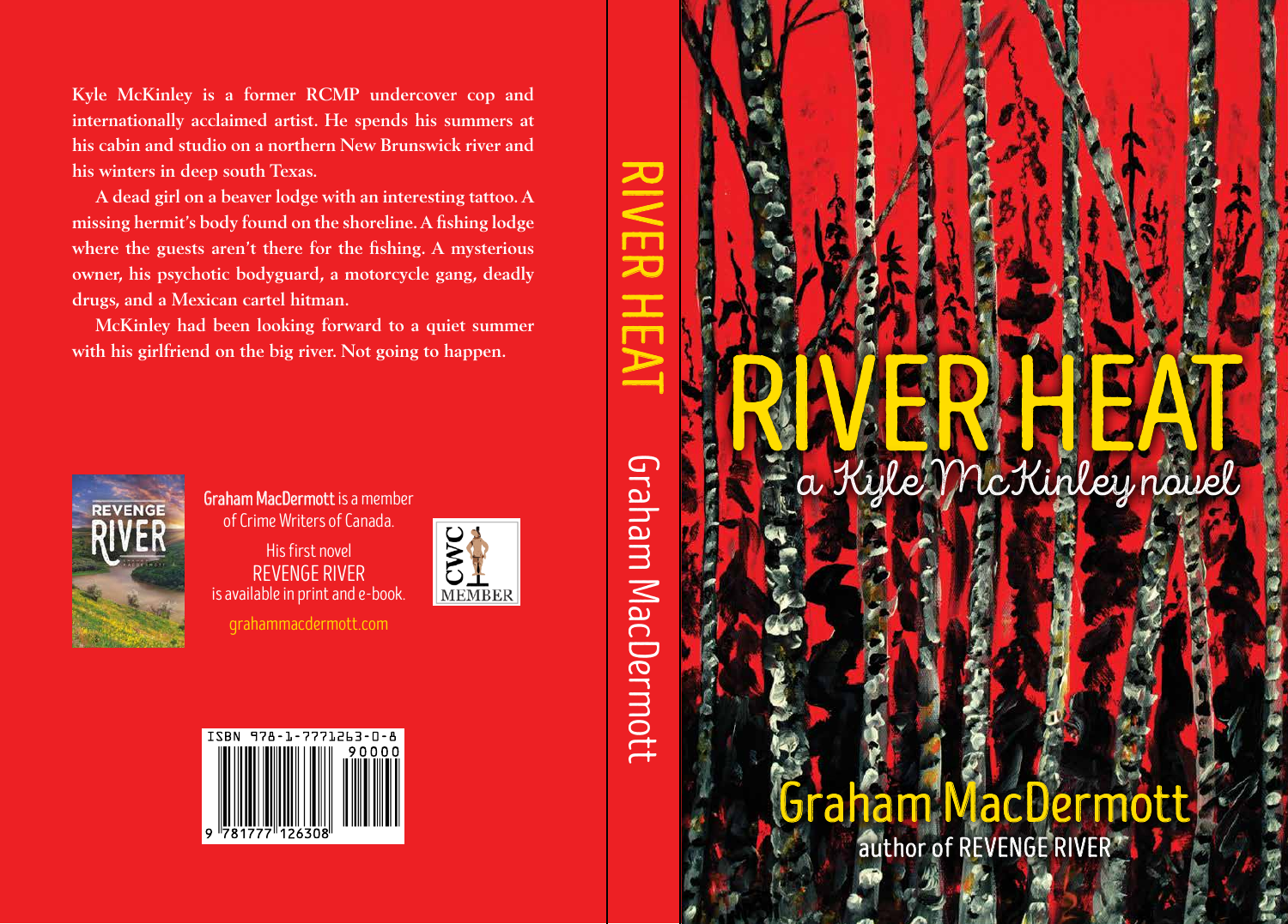Kyle McKinley is a former RCMP undercover cop and internationally acclaimed artist. He spends his summers at his cabin and studio on a northern New Brunswick river and his winters in deep south Texas.

A dead girl on a beaver lodge with an interesting tattoo. A missing hermit's body found on the shoreline. A fishing lodge where the guests aren't there for the fishing. A mysterious owner, his psychotic bodyguard, a motorcycle gang, deadly drugs, and a Mexican cartel hitman.

McKinley had been looking forward to a quiet summer with his girlfriend on the big river. Not going to happen.

**Graham MacDermott** is a member of Crime Writers of Canada.

His first novel REVENGE RIVER is available in print and e-book.

grahammacdermott.com

CWC MEMBER

ISBN 978-1-7771263-0-8

9 781777 126308 90000

RIVER HEAT Graham MacDermott

# RIVER HEAT

*a Kyle McKinley novel*

## Graham MacDermott

author of REVENGE RIVER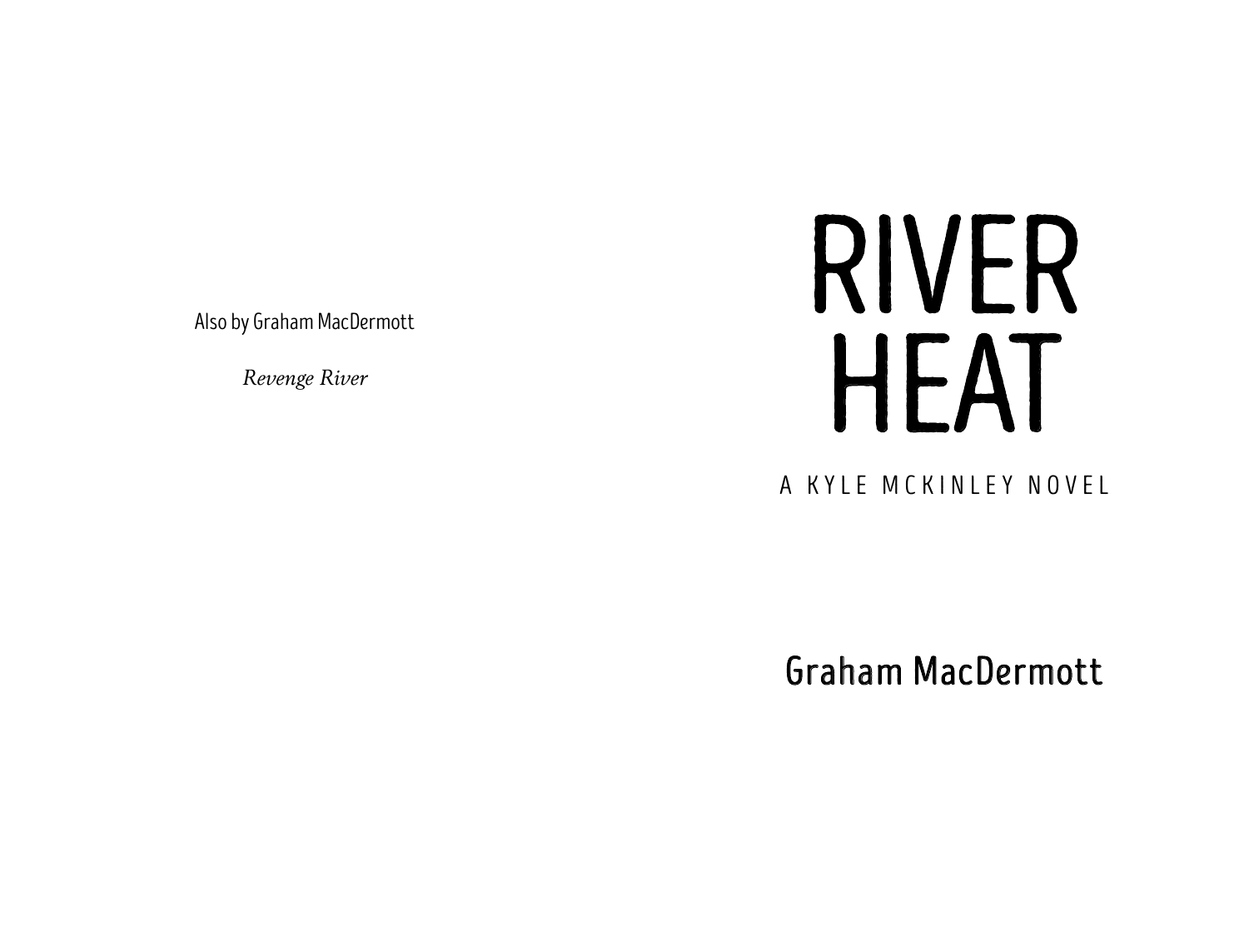Also by Graham MacDermott

*Revenge River*

# RIVER HEAT

A KYLE MCKINLEY NOVEL

Graham MacDermott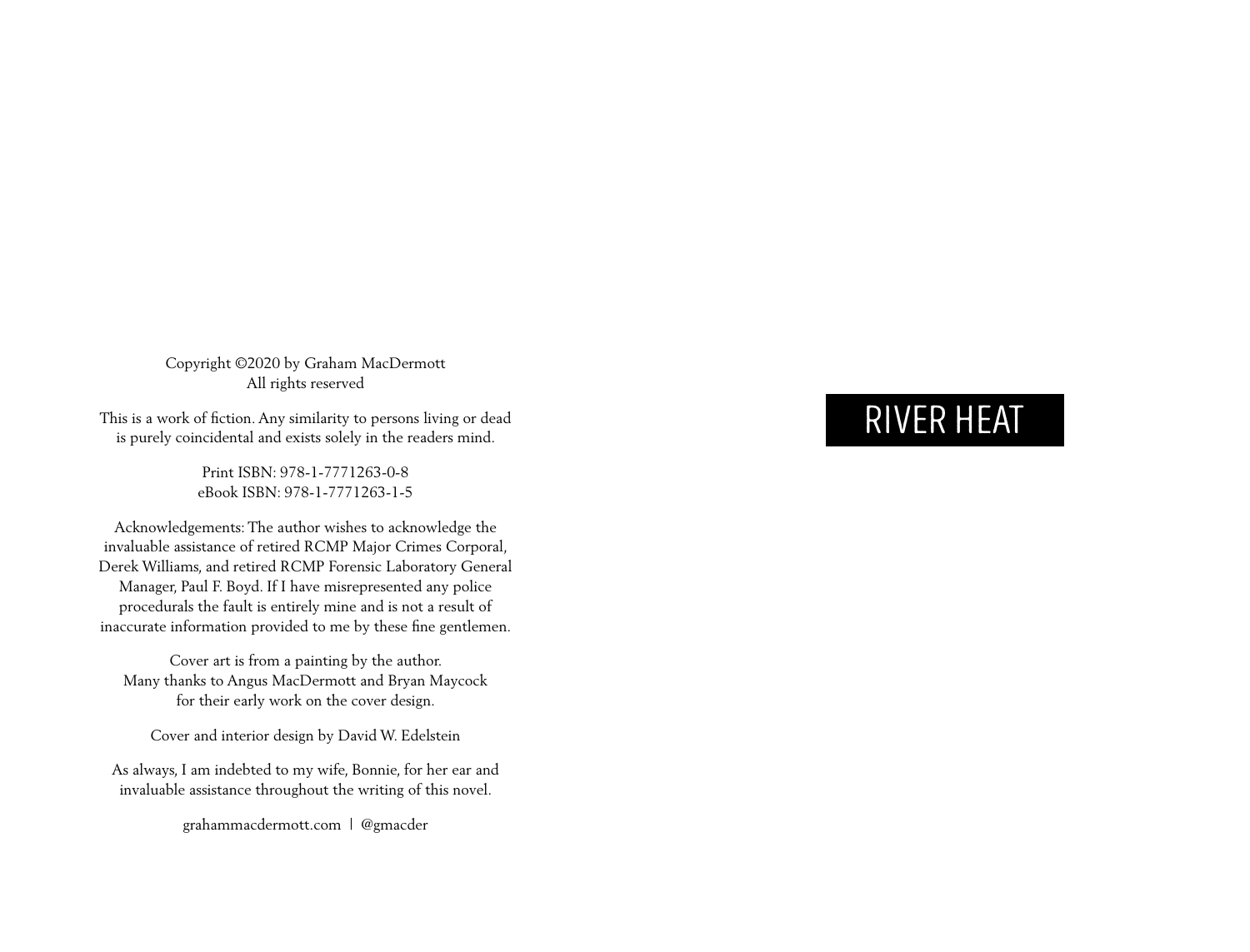Copyright ©2020 by Graham MacDermott
All rights reserved

This is a work of fiction. Any similarity to persons living or dead is purely coincidental and exists solely in the readers mind.

Print ISBN: 978-1-7771263-0-8
eBook ISBN: 978-1-7771263-1-5

Acknowledgements: The author wishes to acknowledge the invaluable assistance of retired RCMP Major Crimes Corporal, Derek Williams, and retired RCMP Forensic Laboratory General Manager, Paul F. Boyd. If I have misrepresented any police procedurals the fault is entirely mine and is not a result of inaccurate information provided to me by these fine gentlemen.

Cover art is from a painting by the author.
Many thanks to Angus MacDermott and Bryan Maycock for their early work on the cover design.

Cover and interior design by David W. Edelstein

As always, I am indebted to my wife, Bonnie, for her ear and invaluable assistance throughout the writing of this novel.

grahammacdermott.com | @gmacder

# RIVER HEAT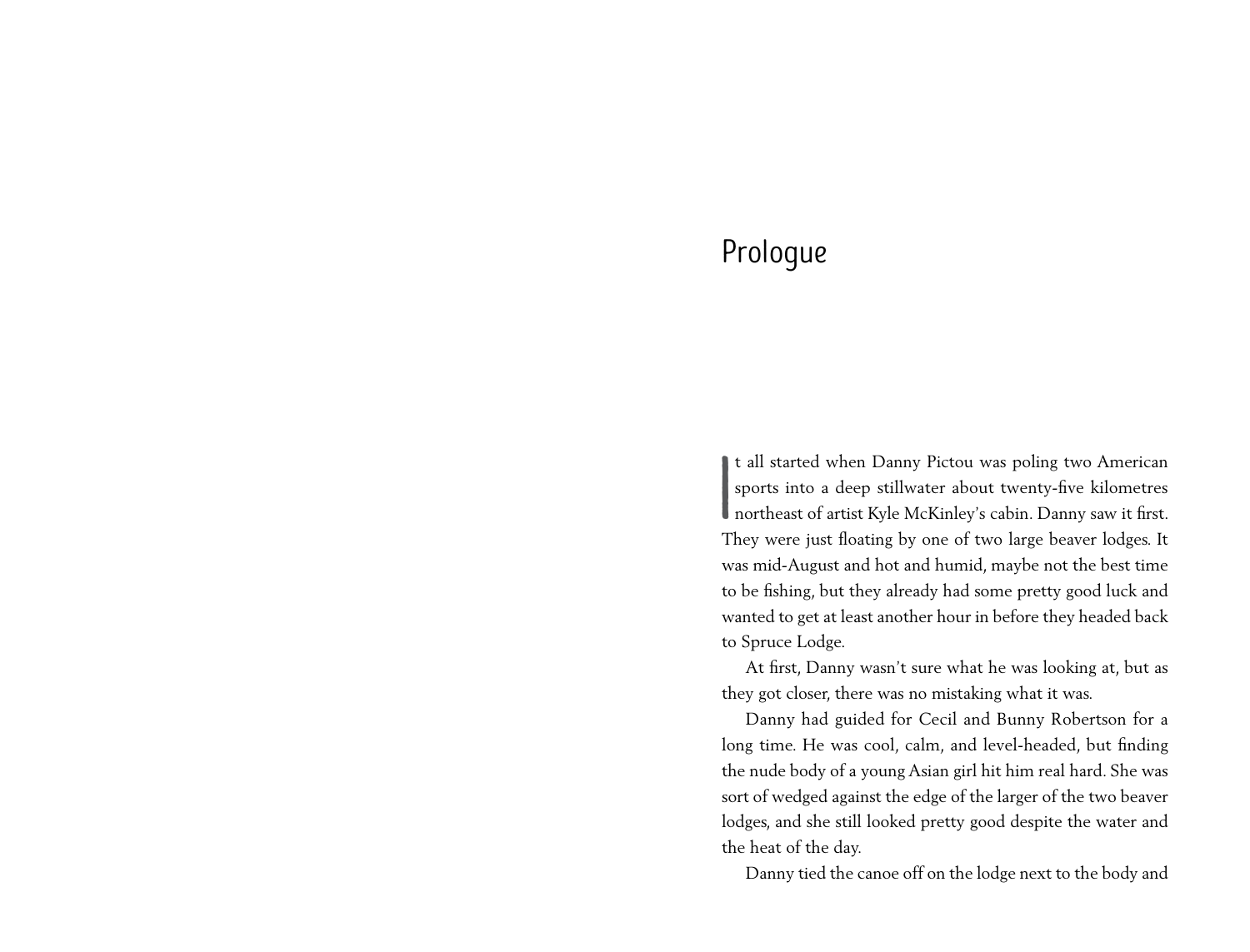# Prologue

It all started when Danny Pictou was poling two American sports into a deep stillwater about twenty-five kilometres northeast of artist Kyle McKinley's cabin. Danny saw it first. They were just floating by one of two large beaver lodges. It was mid-August and hot and humid, maybe not the best time to be fishing, but they already had some pretty good luck and wanted to get at least another hour in before they headed back to Spruce Lodge.

At first, Danny wasn't sure what he was looking at, but as they got closer, there was no mistaking what it was.

Danny had guided for Cecil and Bunny Robertson for a long time. He was cool, calm, and level-headed, but finding the nude body of a young Asian girl hit him real hard. She was sort of wedged against the edge of the larger of the two beaver lodges, and she still looked pretty good despite the water and the heat of the day.

Danny tied the canoe off on the lodge next to the body and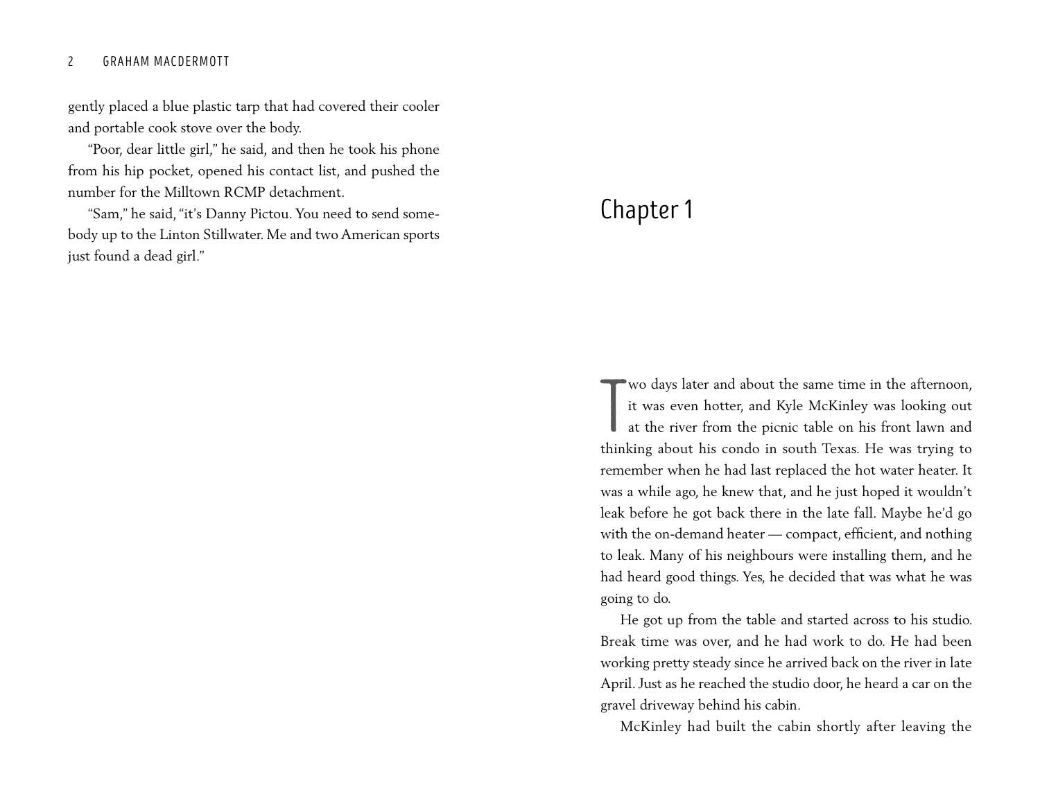gently placed a blue plastic tarp that had covered their cooler and portable cook stove over the body.

"Poor, dear little girl," he said, and then he took his phone from his hip pocket, opened his contact list, and pushed the number for the Milltown RCMP detachment.

"Sam," he said, "it's Danny Pictou. You need to send somebody up to the Linton Stillwater. Me and two American sports just found a dead girl."

# Chapter 1

Two days later and about the same time in the afternoon, it was even hotter, and Kyle McKinley was looking out at the river from the picnic table on his front lawn and thinking about his condo in south Texas. He was trying to remember when he had last replaced the hot water heater. It was a while ago, he knew that, and he just hoped it wouldn't leak before he got back there in the late fall. Maybe he'd go with the on-demand heater — compact, efficient, and nothing to leak. Many of his neighbours were installing them, and he had heard good things. Yes, he decided that was what he was going to do.

He got up from the table and started across to his studio. Break time was over, and he had work to do. He had been working pretty steady since he arrived back on the river in late April. Just as he reached the studio door, he heard a car on the gravel driveway behind his cabin.

McKinley had built the cabin shortly after leaving the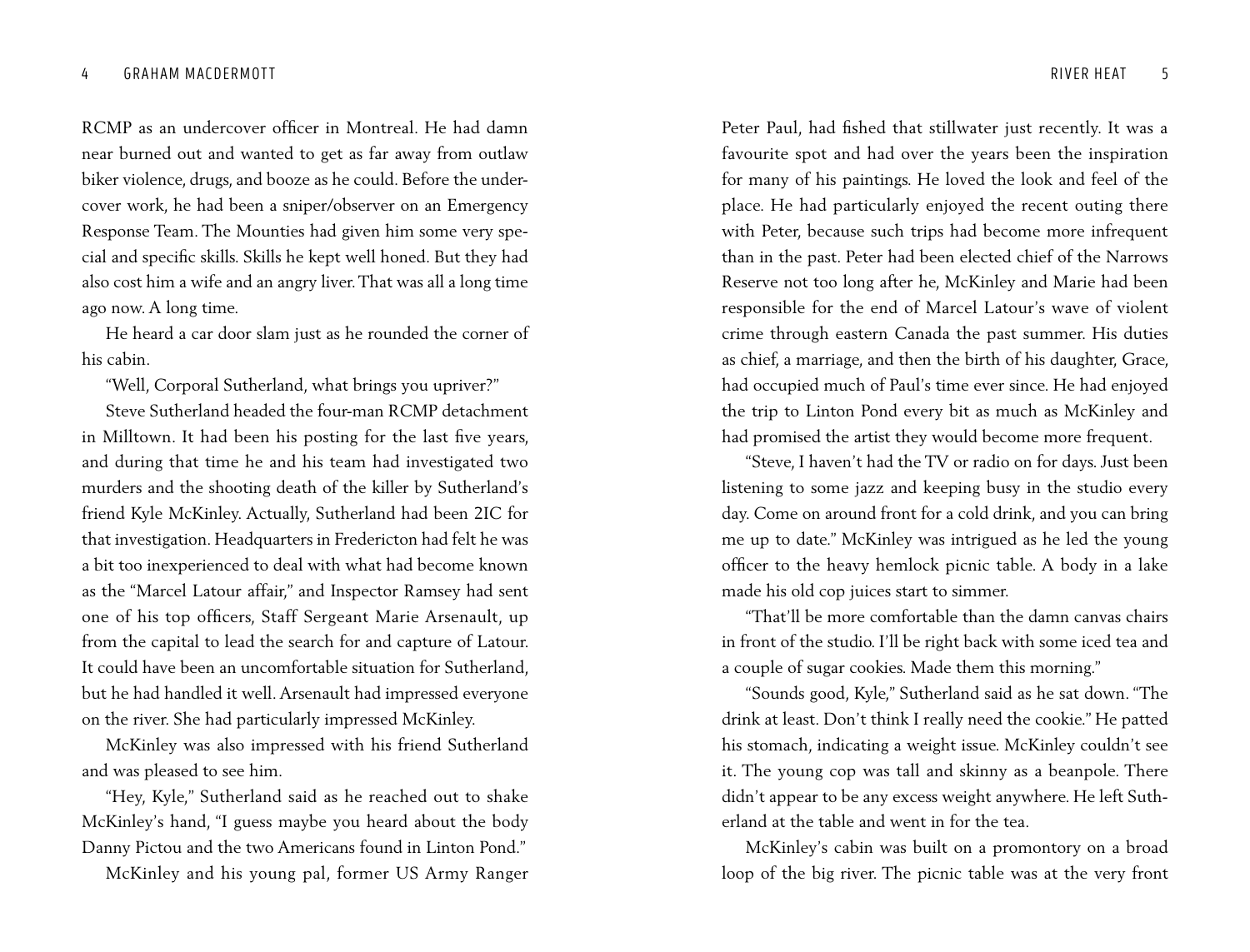RCMP as an undercover officer in Montreal. He had damn near burned out and wanted to get as far away from outlaw biker violence, drugs, and booze as he could. Before the undercover work, he had been a sniper/observer on an Emergency Response Team. The Mounties had given him some very special and specific skills. Skills he kept well honed. But they had also cost him a wife and an angry liver. That was all a long time ago now. A long time.

He heard a car door slam just as he rounded the corner of his cabin.

"Well, Corporal Sutherland, what brings you upriver?"

Steve Sutherland headed the four-man RCMP detachment in Milltown. It had been his posting for the last five years, and during that time he and his team had investigated two murders and the shooting death of the killer by Sutherland's friend Kyle McKinley. Actually, Sutherland had been 2IC for that investigation. Headquarters in Fredericton had felt he was a bit too inexperienced to deal with what had become known as the "Marcel Latour affair," and Inspector Ramsey had sent one of his top officers, Staff Sergeant Marie Arsenault, up from the capital to lead the search for and capture of Latour. It could have been an uncomfortable situation for Sutherland, but he had handled it well. Arsenault had impressed everyone on the river. She had particularly impressed McKinley.

McKinley was also impressed with his friend Sutherland and was pleased to see him.

"Hey, Kyle," Sutherland said as he reached out to shake McKinley's hand, "I guess maybe you heard about the body Danny Pictou and the two Americans found in Linton Pond."

McKinley and his young pal, former US Army Ranger Peter Paul, had fished that stillwater just recently. It was a favourite spot and had over the years been the inspiration for many of his paintings. He loved the look and feel of the place. He had particularly enjoyed the recent outing there with Peter, because such trips had become more infrequent than in the past. Peter had been elected chief of the Narrows Reserve not too long after he, McKinley and Marie had been responsible for the end of Marcel Latour's wave of violent crime through eastern Canada the past summer. His duties as chief, a marriage, and then the birth of his daughter, Grace, had occupied much of Paul's time ever since. He had enjoyed the trip to Linton Pond every bit as much as McKinley and had promised the artist they would become more frequent.

"Steve, I haven't had the TV or radio on for days. Just been listening to some jazz and keeping busy in the studio every day. Come on around front for a cold drink, and you can bring me up to date." McKinley was intrigued as he led the young officer to the heavy hemlock picnic table. A body in a lake made his old cop juices start to simmer.

"That'll be more comfortable than the damn canvas chairs in front of the studio. I'll be right back with some iced tea and a couple of sugar cookies. Made them this morning."

"Sounds good, Kyle," Sutherland said as he sat down. "The drink at least. Don't think I really need the cookie." He patted his stomach, indicating a weight issue. McKinley couldn't see it. The young cop was tall and skinny as a beanpole. There didn't appear to be any excess weight anywhere. He left Sutherland at the table and went in for the tea.

McKinley's cabin was built on a promontory on a broad loop of the big river. The picnic table was at the very front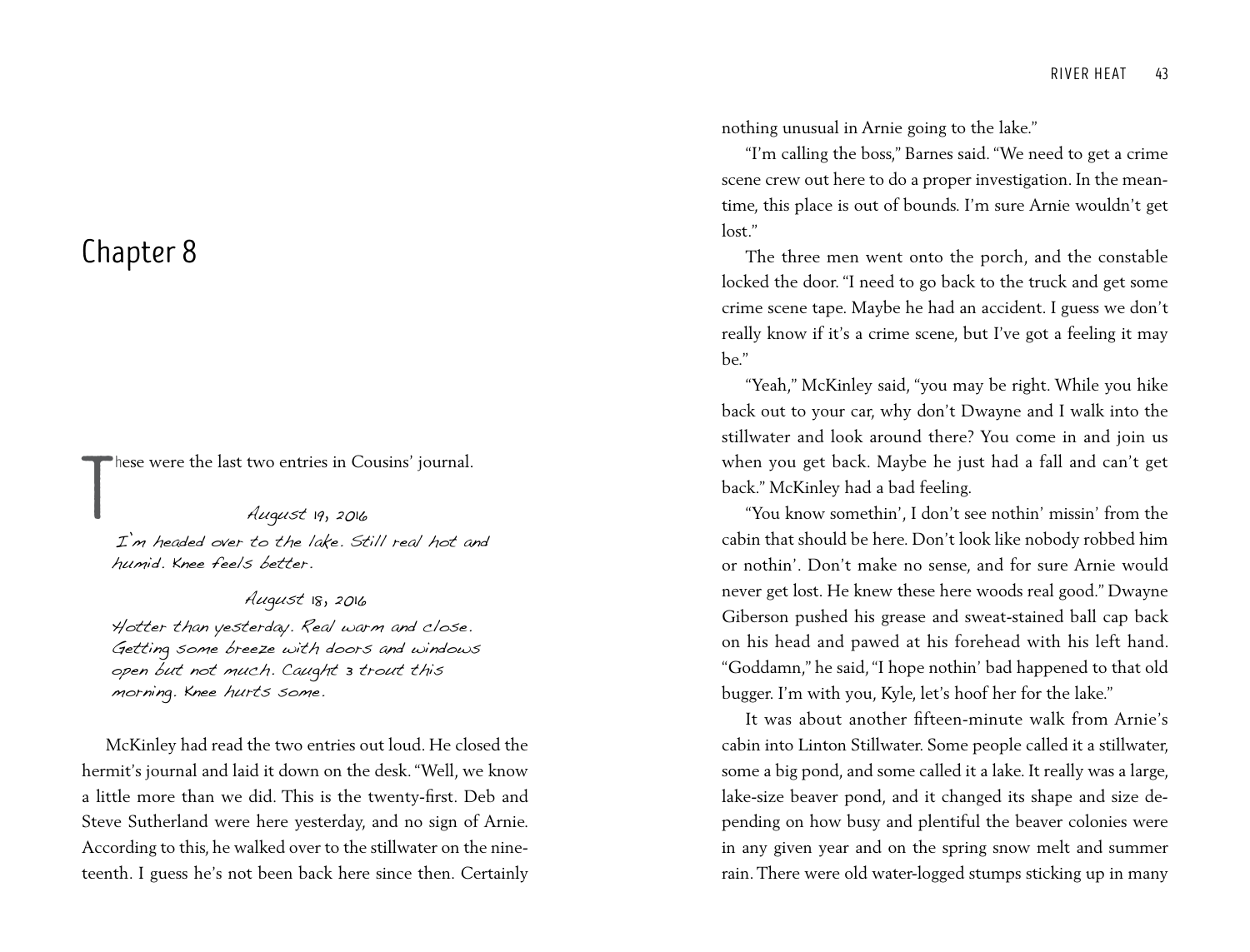## Chapter 8

These were the last two entries in Cousins' journal.

*August 19, 2016*

*I'm headed over to the lake. Still real hot and humid. Knee feels better.*

*August 18, 2016*

*Hotter than yesterday. Real warm and close. Getting some breeze with doors and windows open but not much. Caught 3 trout this morning. Knee hurts some.*

McKinley had read the two entries out loud. He closed the hermit's journal and laid it down on the desk. "Well, we know a little more than we did. This is the twenty-first. Deb and Steve Sutherland were here yesterday, and no sign of Arnie. According to this, he walked over to the stillwater on the nineteenth. I guess he's not been back here since then. Certainly nothing unusual in Arnie going to the lake."

"I'm calling the boss," Barnes said. "We need to get a crime scene crew out here to do a proper investigation. In the meantime, this place is out of bounds. I'm sure Arnie wouldn't get lost."

The three men went onto the porch, and the constable locked the door. "I need to go back to the truck and get some crime scene tape. Maybe he had an accident. I guess we don't really know if it's a crime scene, but I've got a feeling it may be."

"Yeah," McKinley said, "you may be right. While you hike back out to your car, why don't Dwayne and I walk into the stillwater and look around there? You come in and join us when you get back. Maybe he just had a fall and can't get back." McKinley had a bad feeling.

"You know somethin', I don't see nothin' missin' from the cabin that should be here. Don't look like nobody robbed him or nothin'. Don't make no sense, and for sure Arnie would never get lost. He knew these here woods real good." Dwayne Giberson pushed his grease and sweat-stained ball cap back on his head and pawed at his forehead with his left hand. "Goddamn," he said, "I hope nothin' bad happened to that old bugger. I'm with you, Kyle, let's hoof her for the lake."

It was about another fifteen-minute walk from Arnie's cabin into Linton Stillwater. Some people called it a stillwater, some a big pond, and some called it a lake. It really was a large, lake-size beaver pond, and it changed its shape and size depending on how busy and plentiful the beaver colonies were in any given year and on the spring snow melt and summer rain. There were old water-logged stumps sticking up in many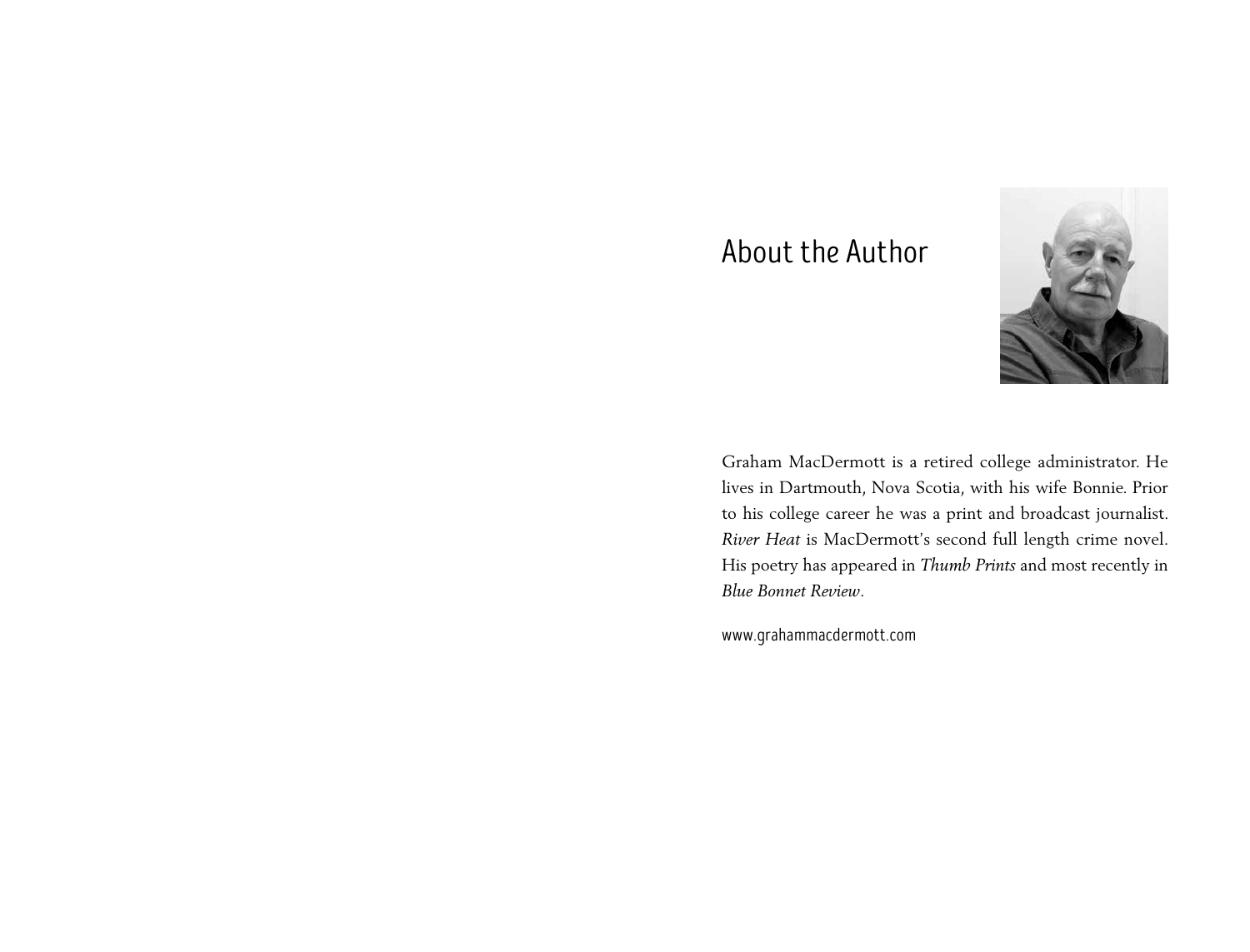# About the Author

Graham MacDermott is a retired college administrator. He lives in Dartmouth, Nova Scotia, with his wife Bonnie. Prior to his college career he was a print and broadcast journalist. *River Heat* is MacDermott's second full length crime novel. His poetry has appeared in *Thumb Prints* and most recently in *Blue Bonnet Review*.

www.grahammacdermott.com